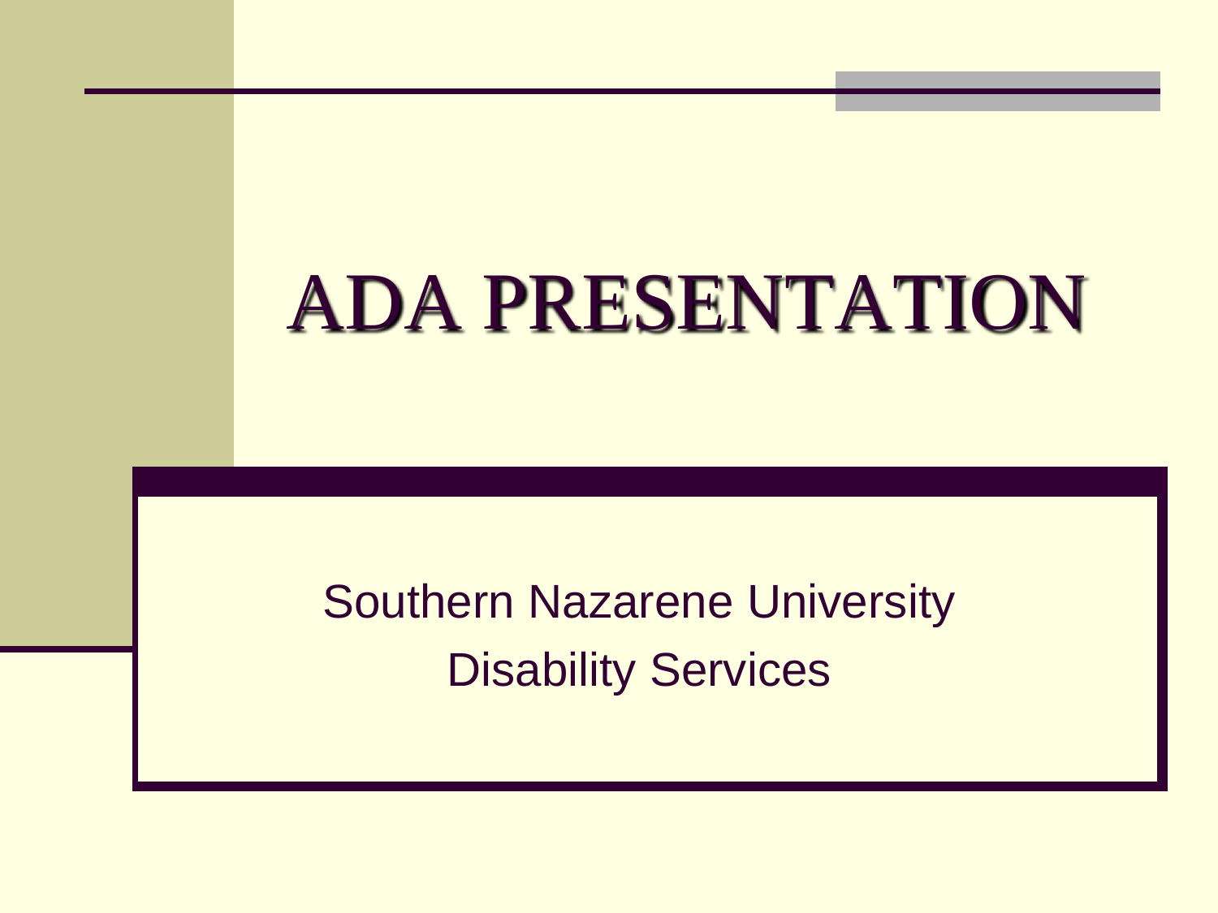# ADA PRESENTATION

Southern Nazarene University
Disability Services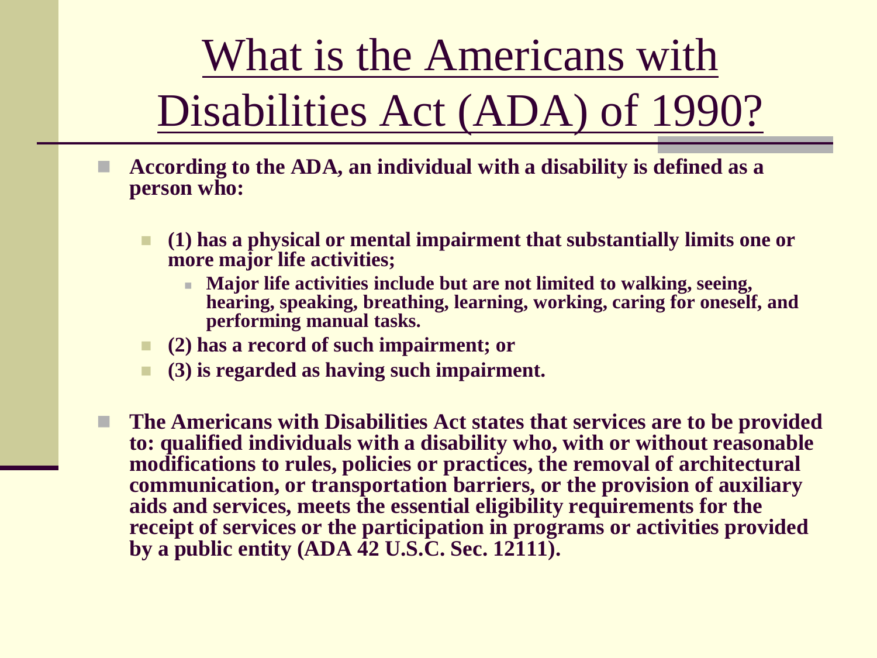# What is the Americans with Disabilities Act (ADA) of 1990?

- **According to the ADA, an individual with a disability is defined as a person who:**
  - **(1) has a physical or mental impairment that substantially limits one or more major life activities;**
    - **Major life activities include but are not limited to walking, seeing, hearing, speaking, breathing, learning, working, caring for oneself, and performing manual tasks.**
  - **(2) has a record of such impairment; or**
  - **(3) is regarded as having such impairment.**
- **The Americans with Disabilities Act states that services are to be provided to: qualified individuals with a disability who, with or without reasonable modifications to rules, policies or practices, the removal of architectural communication, or transportation barriers, or the provision of auxiliary aids and services, meets the essential eligibility requirements for the receipt of services or the participation in programs or activities provided by a public entity (ADA 42 U.S.C. Sec. 12111).**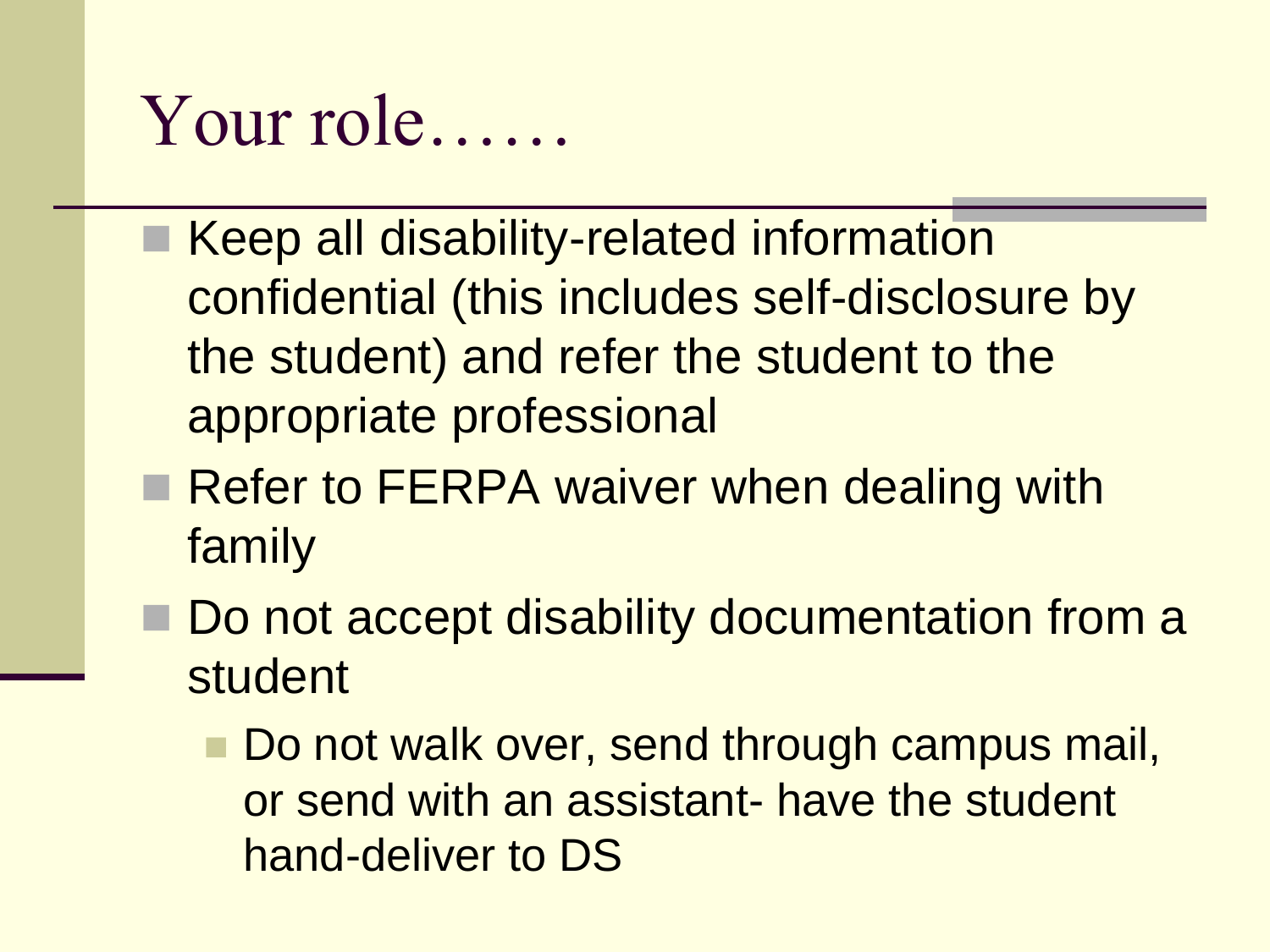# Your role……

- Keep all disability-related information confidential (this includes self-disclosure by the student) and refer the student to the appropriate professional
- Refer to FERPA waiver when dealing with family
- Do not accept disability documentation from a student
  - Do not walk over, send through campus mail, or send with an assistant- have the student hand-deliver to DS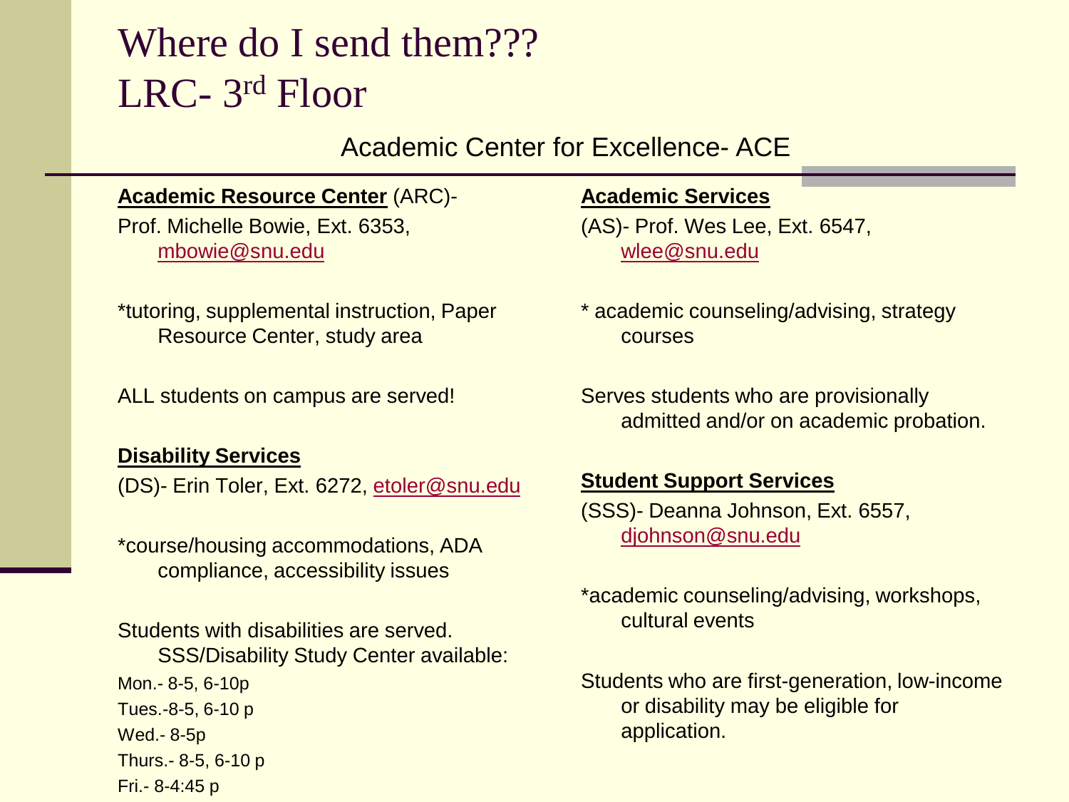# Where do I send them??? LRC- 3rd Floor

## Academic Center for Excellence- ACE

**Academic Resource Center** (ARC)-
Prof. Michelle Bowie, Ext. 6353, mbowie@snu.edu

*tutoring, supplemental instruction, Paper Resource Center, study area

ALL students on campus are served!

**Disability Services**
(DS)- Erin Toler, Ext. 6272, etoler@snu.edu

*course/housing accommodations, ADA compliance, accessibility issues

Students with disabilities are served. SSS/Disability Study Center available:

Mon.- 8-5, 6-10p
Tues.-8-5, 6-10 p
Wed.- 8-5p
Thurs.- 8-5, 6-10 p
Fri.- 8-4:45 p

**Academic Services**
(AS)- Prof. Wes Lee, Ext. 6547, wlee@snu.edu

* academic counseling/advising, strategy courses

Serves students who are provisionally admitted and/or on academic probation.

**Student Support Services**
(SSS)- Deanna Johnson, Ext. 6557, djohnson@snu.edu

*academic counseling/advising, workshops, cultural events

Students who are first-generation, low-income or disability may be eligible for application.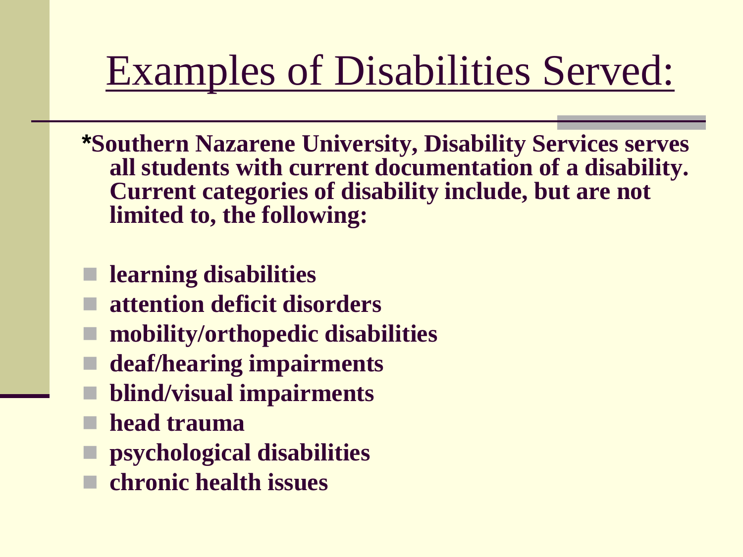# Examples of Disabilities Served:

**\*Southern Nazarene University, Disability Services serves all students with current documentation of a disability. Current categories of disability include, but are not limited to, the following:**

- **learning disabilities**
- **attention deficit disorders**
- **mobility/orthopedic disabilities**
- **deaf/hearing impairments**
- **blind/visual impairments**
- **head trauma**
- **psychological disabilities**
- **chronic health issues**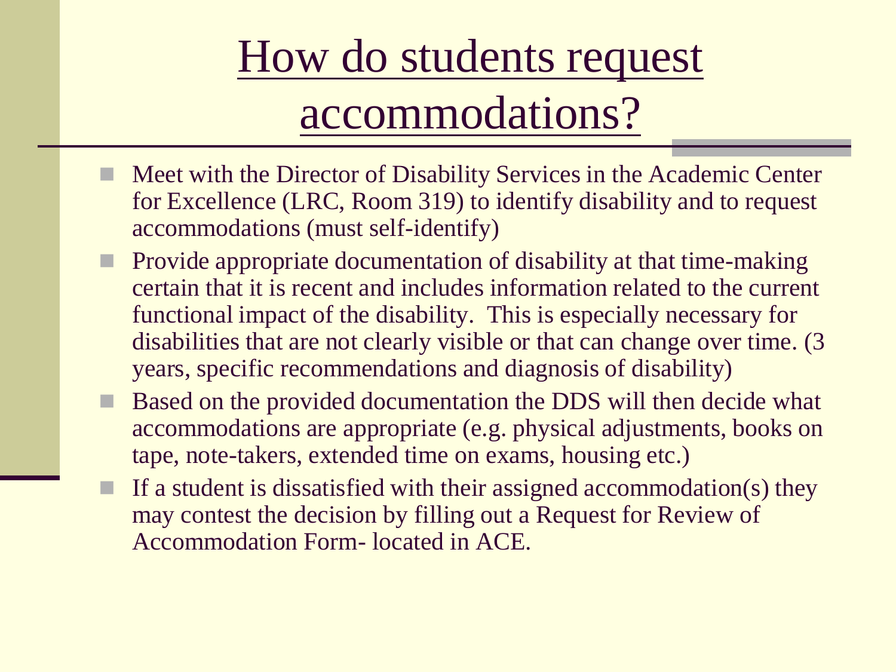# How do students request accommodations?

- Meet with the Director of Disability Services in the Academic Center for Excellence (LRC, Room 319) to identify disability and to request accommodations (must self-identify)
- Provide appropriate documentation of disability at that time-making certain that it is recent and includes information related to the current functional impact of the disability. This is especially necessary for disabilities that are not clearly visible or that can change over time. (3 years, specific recommendations and diagnosis of disability)
- Based on the provided documentation the DDS will then decide what accommodations are appropriate (e.g. physical adjustments, books on tape, note-takers, extended time on exams, housing etc.)
- If a student is dissatisfied with their assigned accommodation(s) they may contest the decision by filling out a Request for Review of Accommodation Form- located in ACE.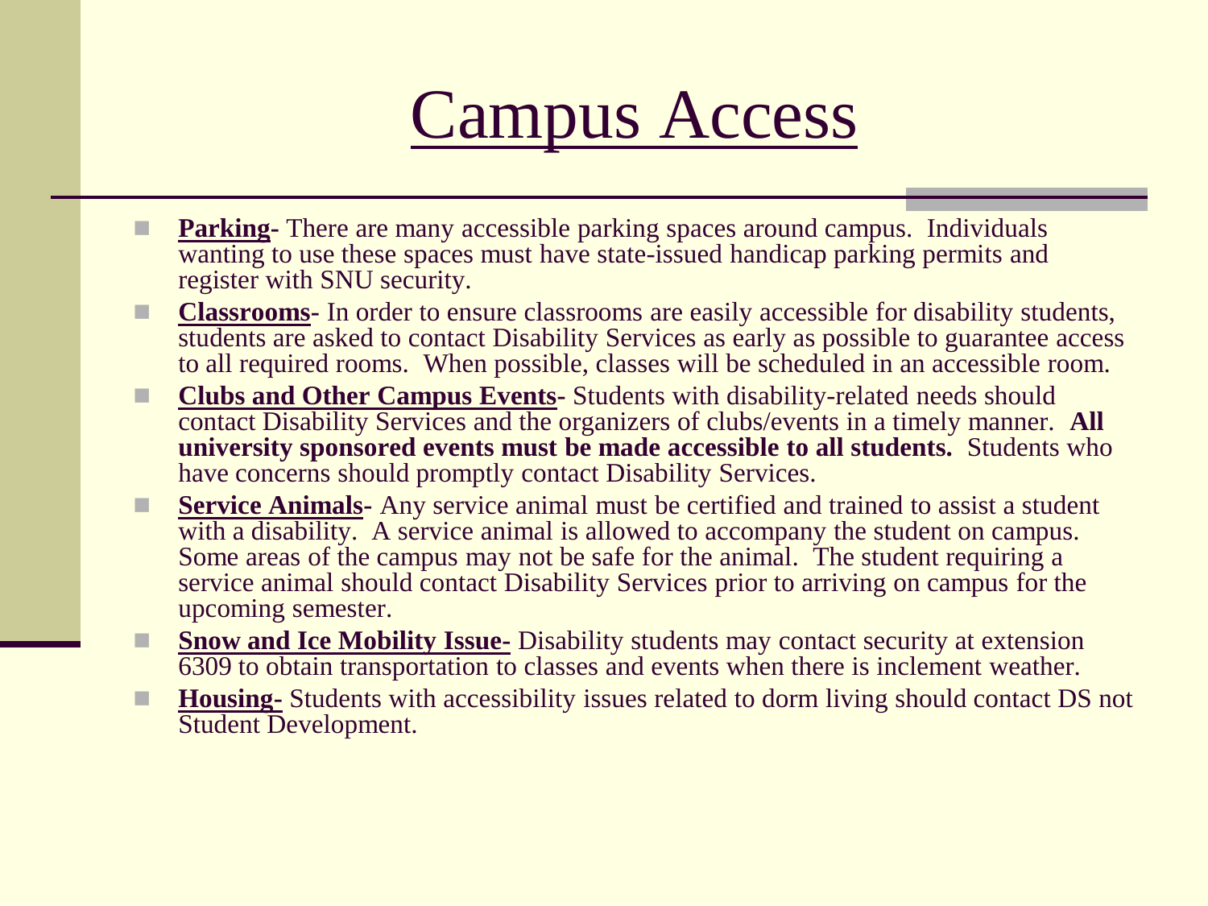# Campus Access

- **Parking-** There are many accessible parking spaces around campus. Individuals wanting to use these spaces must have state-issued handicap parking permits and register with SNU security.
- **Classrooms-** In order to ensure classrooms are easily accessible for disability students, students are asked to contact Disability Services as early as possible to guarantee access to all required rooms. When possible, classes will be scheduled in an accessible room.
- **Clubs and Other Campus Events-** Students with disability-related needs should contact Disability Services and the organizers of clubs/events in a timely manner. **All university sponsored events must be made accessible to all students.** Students who have concerns should promptly contact Disability Services.
- **Service Animals-** Any service animal must be certified and trained to assist a student with a disability. A service animal is allowed to accompany the student on campus. Some areas of the campus may not be safe for the animal. The student requiring a service animal should contact Disability Services prior to arriving on campus for the upcoming semester.
- **Snow and Ice Mobility Issue-** Disability students may contact security at extension 6309 to obtain transportation to classes and events when there is inclement weather.
- **Housing-** Students with accessibility issues related to dorm living should contact DS not Student Development.